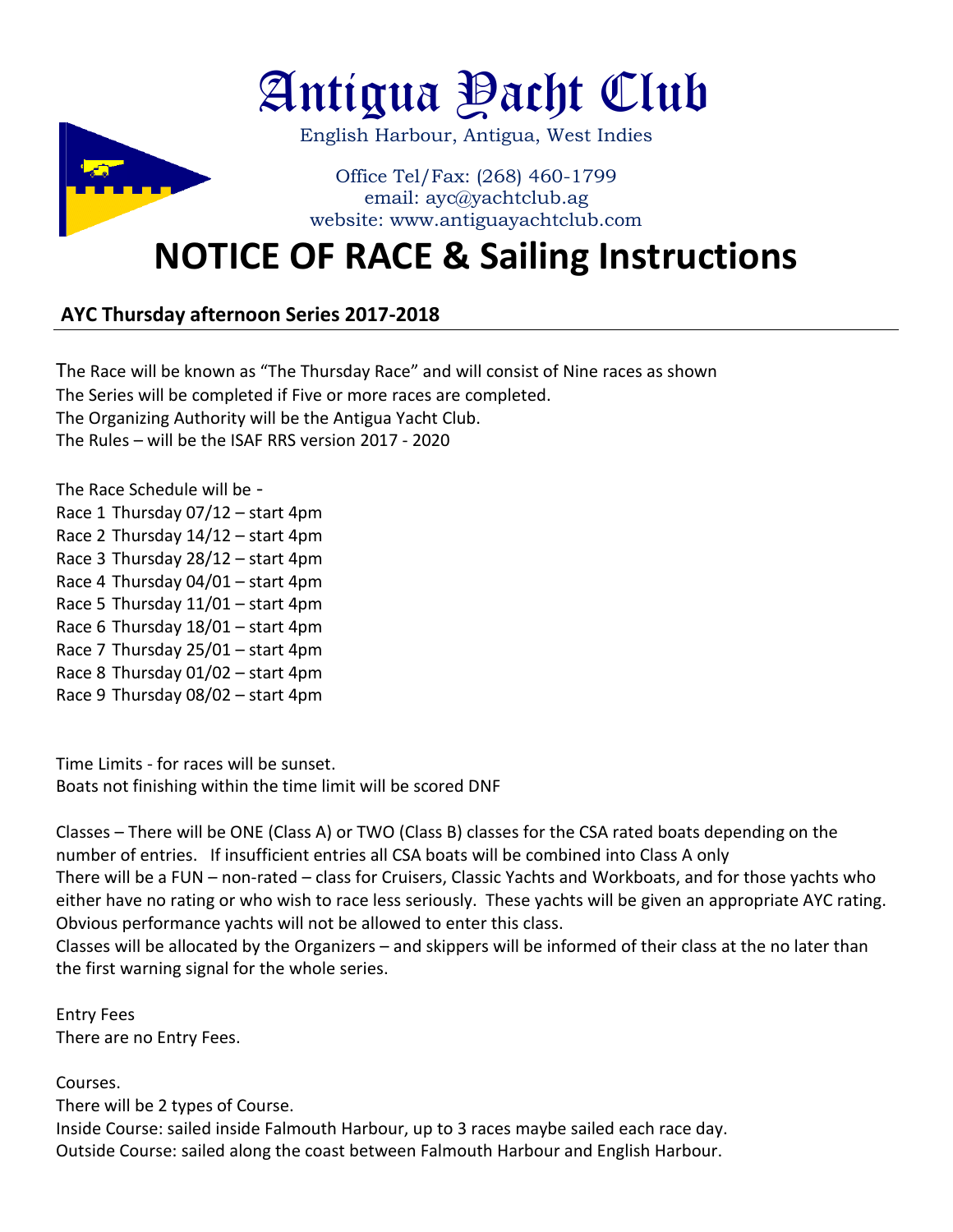# Antigua Yacht Club

English Harbour, Antigua, West Indies

Office Tel/Fax: (268) 460-1799
email: ayc@yachtclub.ag
website: www.antiguayachtclub.com

# NOTICE OF RACE & Sailing Instructions

## AYC Thursday afternoon Series 2017-2018

The Race will be known as "The Thursday Race" and will consist of Nine races as shown
The Series will be completed if Five or more races are completed.
The Organizing Authority will be the Antigua Yacht Club.
The Rules – will be the ISAF RRS version 2017 - 2020

The Race Schedule will be -
Race 1 Thursday 07/12 – start 4pm
Race 2 Thursday 14/12 – start 4pm
Race 3 Thursday 28/12 – start 4pm
Race 4 Thursday 04/01 – start 4pm
Race 5 Thursday 11/01 – start 4pm
Race 6 Thursday 18/01 – start 4pm
Race 7 Thursday 25/01 – start 4pm
Race 8 Thursday 01/02 – start 4pm
Race 9 Thursday 08/02 – start 4pm

Time Limits - for races will be sunset.
Boats not finishing within the time limit will be scored DNF

Classes – There will be ONE (Class A) or TWO (Class B) classes for the CSA rated boats depending on the number of entries. If insufficient entries all CSA boats will be combined into Class A only
There will be a FUN – non-rated – class for Cruisers, Classic Yachts and Workboats, and for those yachts who either have no rating or who wish to race less seriously. These yachts will be given an appropriate AYC rating. Obvious performance yachts will not be allowed to enter this class.
Classes will be allocated by the Organizers – and skippers will be informed of their class at the no later than the first warning signal for the whole series.

Entry Fees
There are no Entry Fees.

Courses.
There will be 2 types of Course.
Inside Course: sailed inside Falmouth Harbour, up to 3 races maybe sailed each race day.
Outside Course: sailed along the coast between Falmouth Harbour and English Harbour.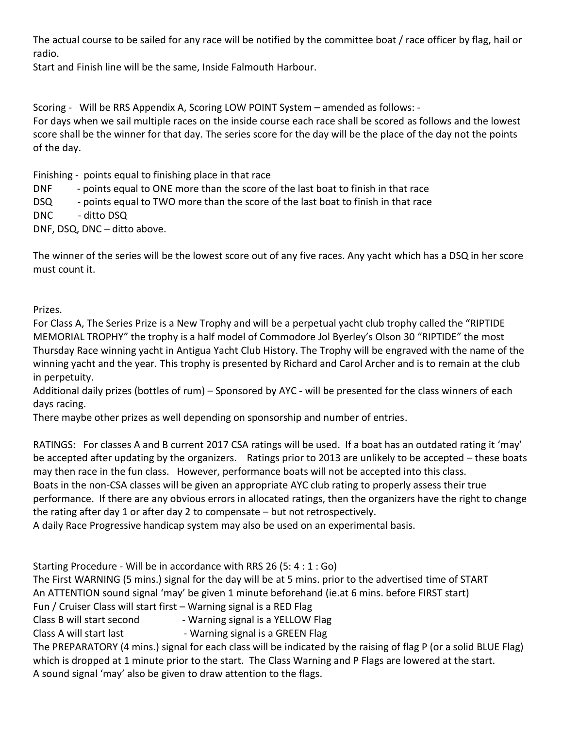The actual course to be sailed for any race will be notified by the committee boat / race officer by flag, hail or radio.

Start and Finish line will be the same, Inside Falmouth Harbour.

Scoring - Will be RRS Appendix A, Scoring LOW POINT System – amended as follows: -

For days when we sail multiple races on the inside course each race shall be scored as follows and the lowest score shall be the winner for that day. The series score for the day will be the place of the day not the points of the day.

Finishing - points equal to finishing place in that race

DNF - points equal to ONE more than the score of the last boat to finish in that race

DSQ - points equal to TWO more than the score of the last boat to finish in that race

DNC - ditto DSQ

DNF, DSQ, DNC – ditto above.

The winner of the series will be the lowest score out of any five races. Any yacht which has a DSQ in her score must count it.

Prizes.

For Class A, The Series Prize is a New Trophy and will be a perpetual yacht club trophy called the "RIPTIDE MEMORIAL TROPHY" the trophy is a half model of Commodore Jol Byerley's Olson 30 "RIPTIDE" the most Thursday Race winning yacht in Antigua Yacht Club History. The Trophy will be engraved with the name of the winning yacht and the year. This trophy is presented by Richard and Carol Archer and is to remain at the club in perpetuity.

Additional daily prizes (bottles of rum) – Sponsored by AYC - will be presented for the class winners of each days racing.

There maybe other prizes as well depending on sponsorship and number of entries.

RATINGS: For classes A and B current 2017 CSA ratings will be used. If a boat has an outdated rating it 'may' be accepted after updating by the organizers. Ratings prior to 2013 are unlikely to be accepted – these boats may then race in the fun class. However, performance boats will not be accepted into this class.

Boats in the non-CSA classes will be given an appropriate AYC club rating to properly assess their true performance. If there are any obvious errors in allocated ratings, then the organizers have the right to change the rating after day 1 or after day 2 to compensate – but not retrospectively.

A daily Race Progressive handicap system may also be used on an experimental basis.

Starting Procedure - Will be in accordance with RRS 26 (5: 4 : 1 : Go)

The First WARNING (5 mins.) signal for the day will be at 5 mins. prior to the advertised time of START

An ATTENTION sound signal 'may' be given 1 minute beforehand (ie.at 6 mins. before FIRST start)

Fun / Cruiser Class will start first – Warning signal is a RED Flag

Class B will start second - Warning signal is a YELLOW Flag

Class A will start last - Warning signal is a GREEN Flag

The PREPARATORY (4 mins.) signal for each class will be indicated by the raising of flag P (or a solid BLUE Flag) which is dropped at 1 minute prior to the start. The Class Warning and P Flags are lowered at the start.

A sound signal 'may' also be given to draw attention to the flags.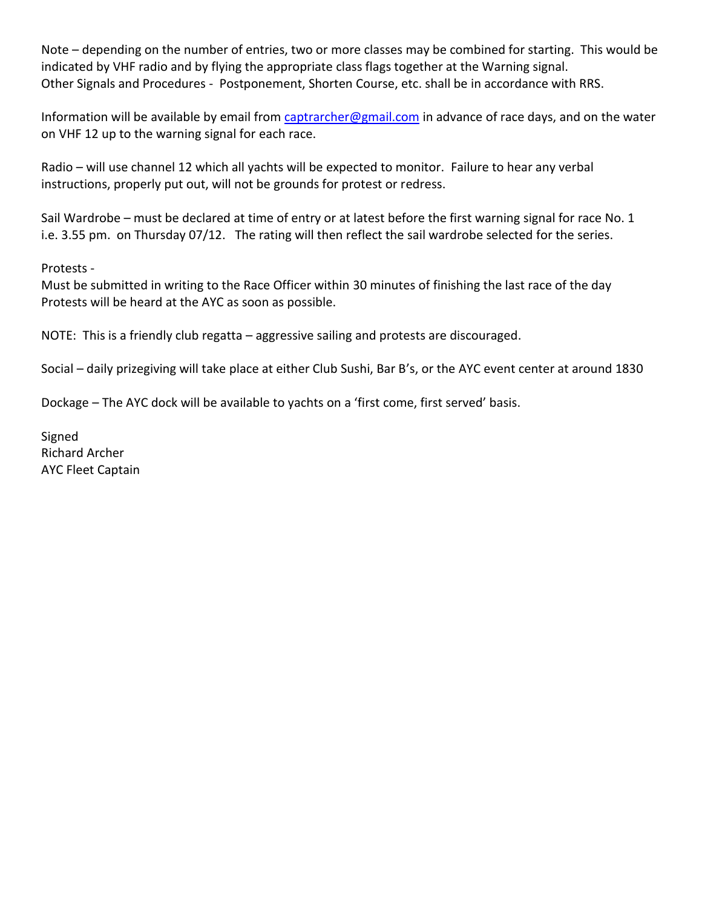Note – depending on the number of entries, two or more classes may be combined for starting. This would be indicated by VHF radio and by flying the appropriate class flags together at the Warning signal.
Other Signals and Procedures - Postponement, Shorten Course, etc. shall be in accordance with RRS.

Information will be available by email from captrarcher@gmail.com in advance of race days, and on the water on VHF 12 up to the warning signal for each race.

Radio – will use channel 12 which all yachts will be expected to monitor. Failure to hear any verbal instructions, properly put out, will not be grounds for protest or redress.

Sail Wardrobe – must be declared at time of entry or at latest before the first warning signal for race No. 1 i.e. 3.55 pm. on Thursday 07/12. The rating will then reflect the sail wardrobe selected for the series.

Protests -
Must be submitted in writing to the Race Officer within 30 minutes of finishing the last race of the day
Protests will be heard at the AYC as soon as possible.

NOTE: This is a friendly club regatta – aggressive sailing and protests are discouraged.

Social – daily prizegiving will take place at either Club Sushi, Bar B's, or the AYC event center at around 1830

Dockage – The AYC dock will be available to yachts on a 'first come, first served' basis.

Signed
Richard Archer
AYC Fleet Captain